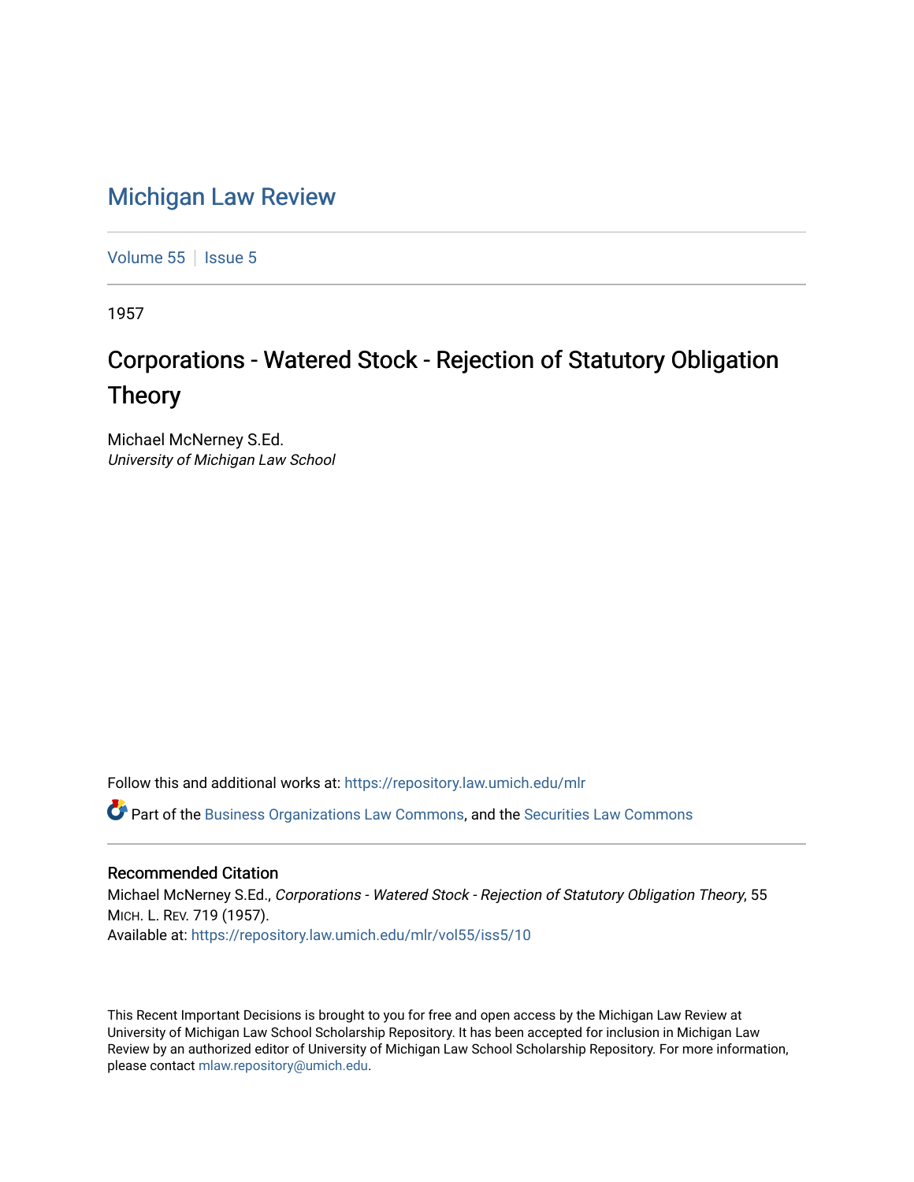# Michigan Law Review

Volume 55 | Issue 5

1957

## Corporations - Watered Stock - Rejection of Statutory Obligation Theory

Michael McNerney S.Ed.
*University of Michigan Law School*

Follow this and additional works at: https://repository.law.umich.edu/mlr

Part of the Business Organizations Law Commons, and the Securities Law Commons

### Recommended Citation

Michael McNerney S.Ed., *Corporations - Watered Stock - Rejection of Statutory Obligation Theory*, 55 MICH. L. REV. 719 (1957).
Available at: https://repository.law.umich.edu/mlr/vol55/iss5/10

This Recent Important Decisions is brought to you for free and open access by the Michigan Law Review at University of Michigan Law School Scholarship Repository. It has been accepted for inclusion in Michigan Law Review by an authorized editor of University of Michigan Law School Scholarship Repository. For more information, please contact mlaw.repository@umich.edu.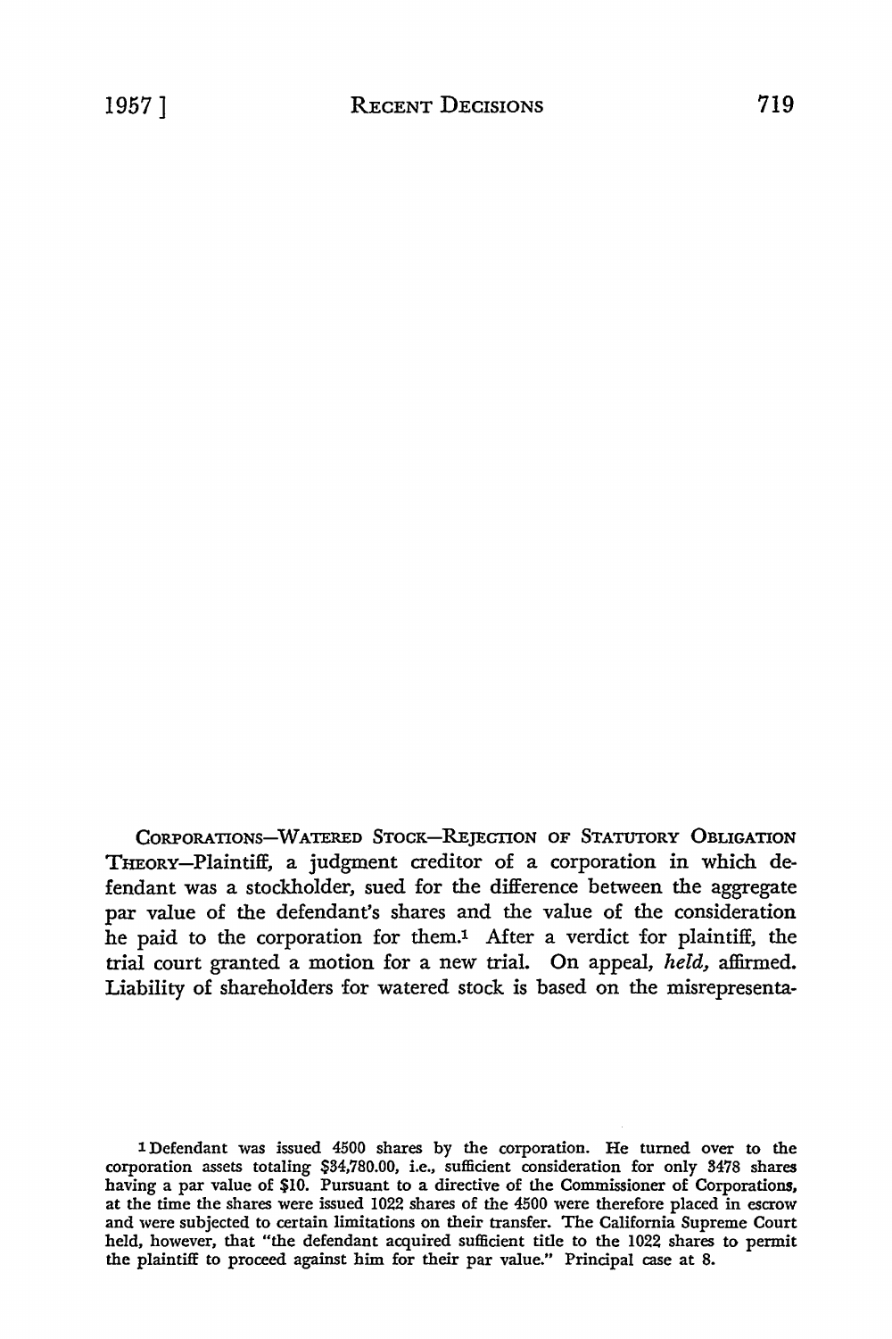CORPORATIONS—WATERED STOCK—REJECTION OF STATUTORY OBLIGATION THEORY—Plaintiff, a judgment creditor of a corporation in which defendant was a stockholder, sued for the difference between the aggregate par value of the defendant's shares and the value of the consideration he paid to the corporation for them.[1] After a verdict for plaintiff, the trial court granted a motion for a new trial. On appeal, *held,* affirmed. Liability of shareholders for watered stock is based on the misrepresenta-

[1] Defendant was issued 4500 shares by the corporation. He turned over to the corporation assets totaling $34,780.00, i.e., sufficient consideration for only 3478 shares having a par value of $10. Pursuant to a directive of the Commissioner of Corporations, at the time the shares were issued 1022 shares of the 4500 were therefore placed in escrow and were subjected to certain limitations on their transfer. The California Supreme Court held, however, that "the defendant acquired sufficient title to the 1022 shares to permit the plaintiff to proceed against him for their par value." Principal case at 8.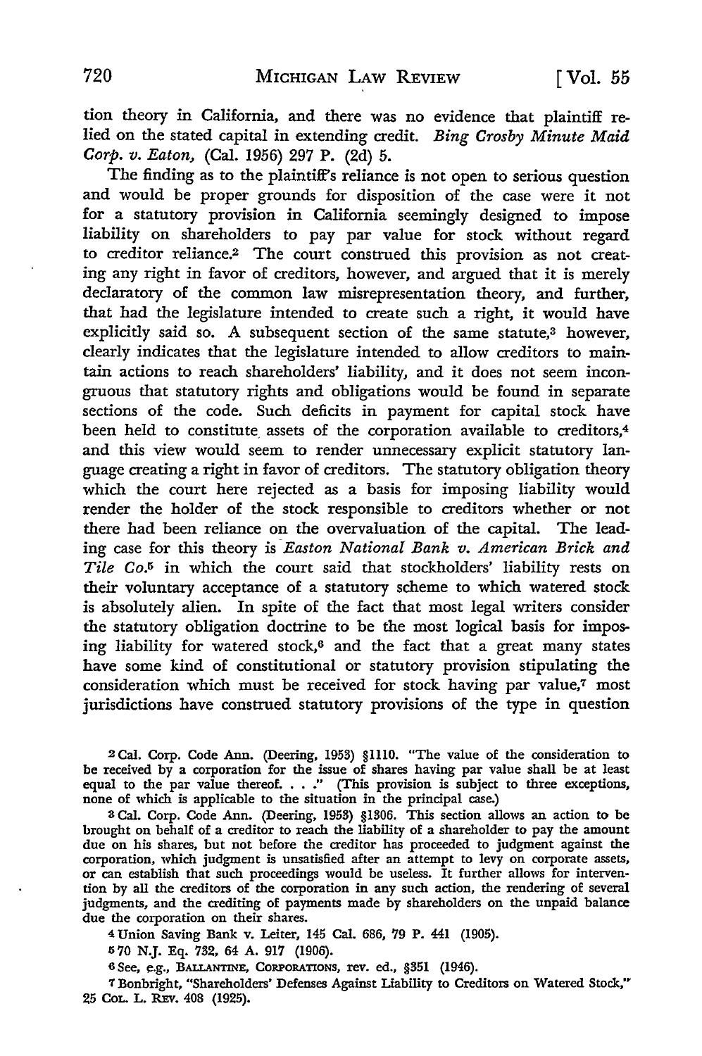tion theory in California, and there was no evidence that plaintiff relied on the stated capital in extending credit. *Bing Crosby Minute Maid Corp. v. Eaton*, (Cal. 1956) 297 P. (2d) 5.

The finding as to the plaintiff's reliance is not open to serious question and would be proper grounds for disposition of the case were it not for a statutory provision in California seemingly designed to impose liability on shareholders to pay par value for stock without regard to creditor reliance.[2] The court construed this provision as not creating any right in favor of creditors, however, and argued that it is merely declaratory of the common law misrepresentation theory, and further, that had the legislature intended to create such a right, it would have explicitly said so. A subsequent section of the same statute,[3] however, clearly indicates that the legislature intended to allow creditors to maintain actions to reach shareholders' liability, and it does not seem incongruous that statutory rights and obligations would be found in separate sections of the code. Such deficits in payment for capital stock have been held to constitute assets of the corporation available to creditors,[4] and this view would seem to render unnecessary explicit statutory language creating a right in favor of creditors. The statutory obligation theory which the court here rejected as a basis for imposing liability would render the holder of the stock responsible to creditors whether or not there had been reliance on the overvaluation of the capital. The leading case for this theory is *Easton National Bank v. American Brick and Tile Co.*[5] in which the court said that stockholders' liability rests on their voluntary acceptance of a statutory scheme to which watered stock is absolutely alien. In spite of the fact that most legal writers consider the statutory obligation doctrine to be the most logical basis for imposing liability for watered stock,[6] and the fact that a great many states have some kind of constitutional or statutory provision stipulating the consideration which must be received for stock having par value,[7] most jurisdictions have construed statutory provisions of the type in question

---

[2] Cal. Corp. Code Ann. (Deering, 1953) §1110. "The value of the consideration to be received by a corporation for the issue of shares having par value shall be at least equal to the par value thereof. . . ." (This provision is subject to three exceptions, none of which is applicable to the situation in the principal case.)

[3] Cal. Corp. Code Ann. (Deering, 1953) §1306. This section allows an action to be brought on behalf of a creditor to reach the liability of a shareholder to pay the amount due on his shares, but not before the creditor has proceeded to judgment against the corporation, which judgment is unsatisfied after an attempt to levy on corporate assets, or can establish that such proceedings would be useless. It further allows for intervention by all the creditors of the corporation in any such action, the rendering of several judgments, and the crediting of payments made by shareholders on the unpaid balance due the corporation on their shares.

[4] Union Saving Bank v. Leiter, 145 Cal. 686, 79 P. 441 (1905).

[5] 70 N.J. Eq. 732, 64 A. 917 (1906).

[6] See, e.g., BALLANTINE, CORPORATIONS, rev. ed., §351 (1946).

[7] Bonbright, "Shareholders' Defenses Against Liability to Creditors on Watered Stock," 25 COL. L. REV. 408 (1925).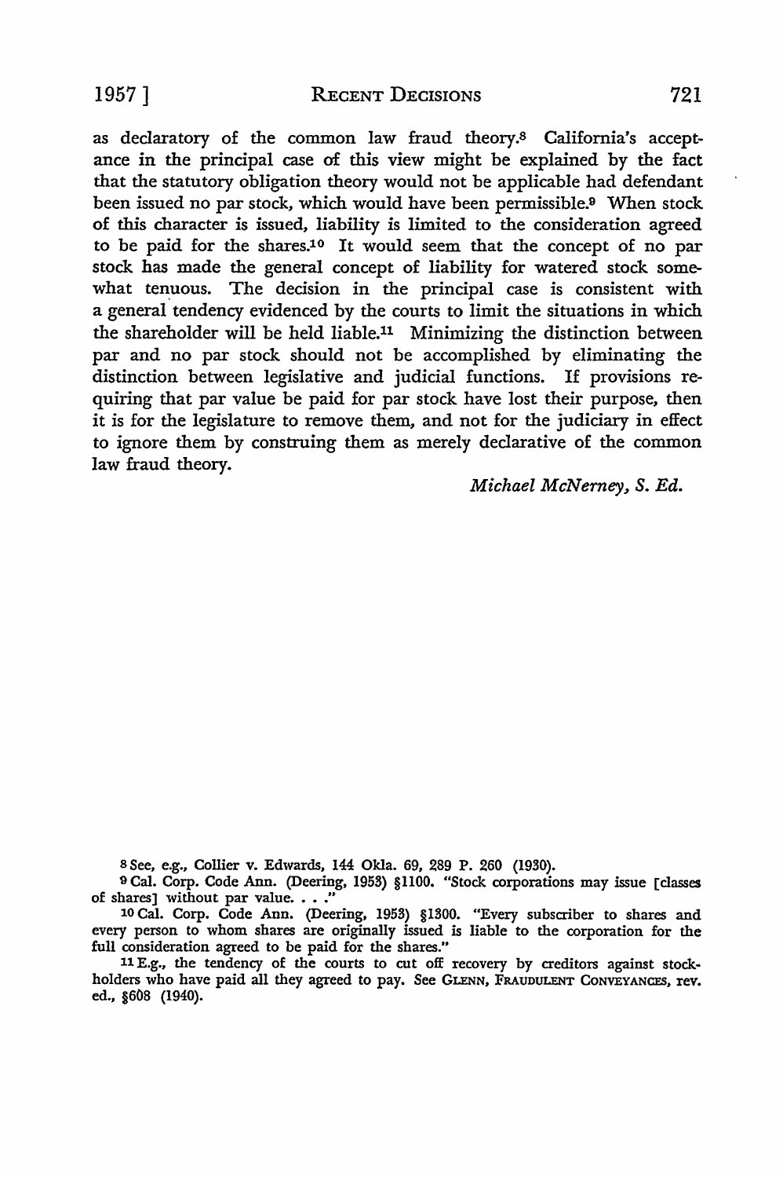as declaratory of the common law fraud theory.[8] California's acceptance in the principal case of this view might be explained by the fact that the statutory obligation theory would not be applicable had defendant been issued no par stock, which would have been permissible.[9] When stock of this character is issued, liability is limited to the consideration agreed to be paid for the shares.[10] It would seem that the concept of no par stock has made the general concept of liability for watered stock somewhat tenuous. The decision in the principal case is consistent with a general tendency evidenced by the courts to limit the situations in which the shareholder will be held liable.[11] Minimizing the distinction between par and no par stock should not be accomplished by eliminating the distinction between legislative and judicial functions. If provisions requiring that par value be paid for par stock have lost their purpose, then it is for the legislature to remove them, and not for the judiciary in effect to ignore them by construing them as merely declarative of the common law fraud theory.

*Michael McNerney, S. Ed.*

---

[8] See, e.g., Collier v. Edwards, 144 Okla. 69, 289 P. 260 (1930).

[9] Cal. Corp. Code Ann. (Deering, 1953) §1100. "Stock corporations may issue [classes of shares] without par value. . . ."

[10] Cal. Corp. Code Ann. (Deering, 1953) §1300. "Every subscriber to shares and every person to whom shares are originally issued is liable to the corporation for the full consideration agreed to be paid for the shares."

[11] E.g., the tendency of the courts to cut off recovery by creditors against stockholders who have paid all they agreed to pay. See GLENN, FRAUDULENT CONVEYANCES, rev. ed., §608 (1940).